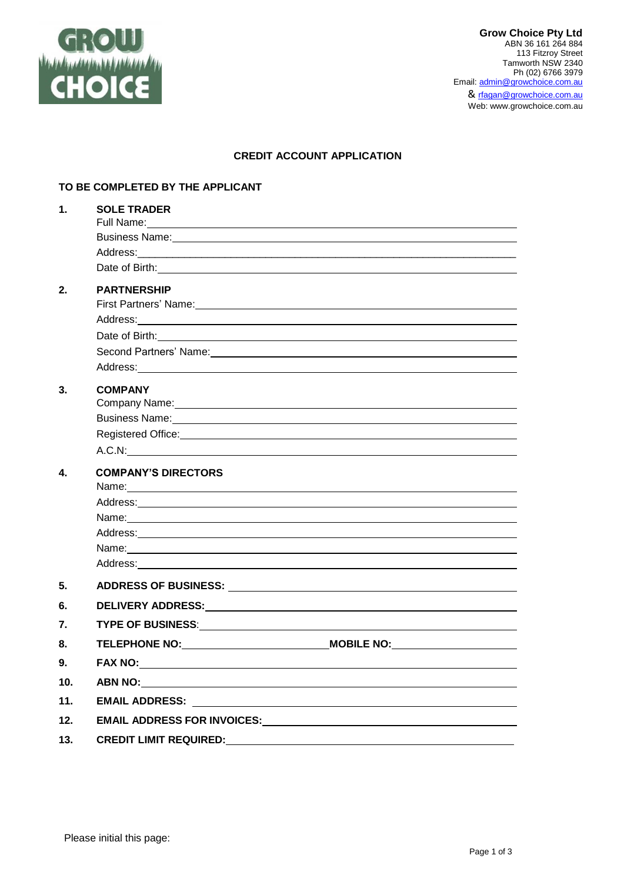**Grow Choice Pty Ltd**
ABN 36 161 264 884
113 Fitzroy Street
Tamworth NSW 2340
Ph (02) 6766 3979
Email: admin@growchoice.com.au
& rfagan@growchoice.com.au
Web: www.growchoice.com.au

# CREDIT ACCOUNT APPLICATION

## TO BE COMPLETED BY THE APPLICANT

**1. SOLE TRADER**

Full Name: ______________________________

Business Name: ______________________________

Address: ______________________________

Date of Birth: ______________________________

**2. PARTNERSHIP**

First Partners' Name: ______________________________

Address: ______________________________

Date of Birth: ______________________________

Second Partners' Name: ______________________________

Address: ______________________________

**3. COMPANY**

Company Name: ______________________________

Business Name: ______________________________

Registered Office: ______________________________

A.C.N: ______________________________

**4. COMPANY'S DIRECTORS**

Name: ______________________________

Address: ______________________________

Name: ______________________________

Address: ______________________________

Name: ______________________________

Address: ______________________________

**5. ADDRESS OF BUSINESS:** ______________________________

**6. DELIVERY ADDRESS:** ______________________________

**7. TYPE OF BUSINESS:** ______________________________

**8. TELEPHONE NO:** ______________ **MOBILE NO:** ______________

**9. FAX NO:** ______________________________

**10. ABN NO:** ______________________________

**11. EMAIL ADDRESS:** ______________________________

**12. EMAIL ADDRESS FOR INVOICES:** ______________________________

**13. CREDIT LIMIT REQUIRED:** ______________________________

Please initial this page: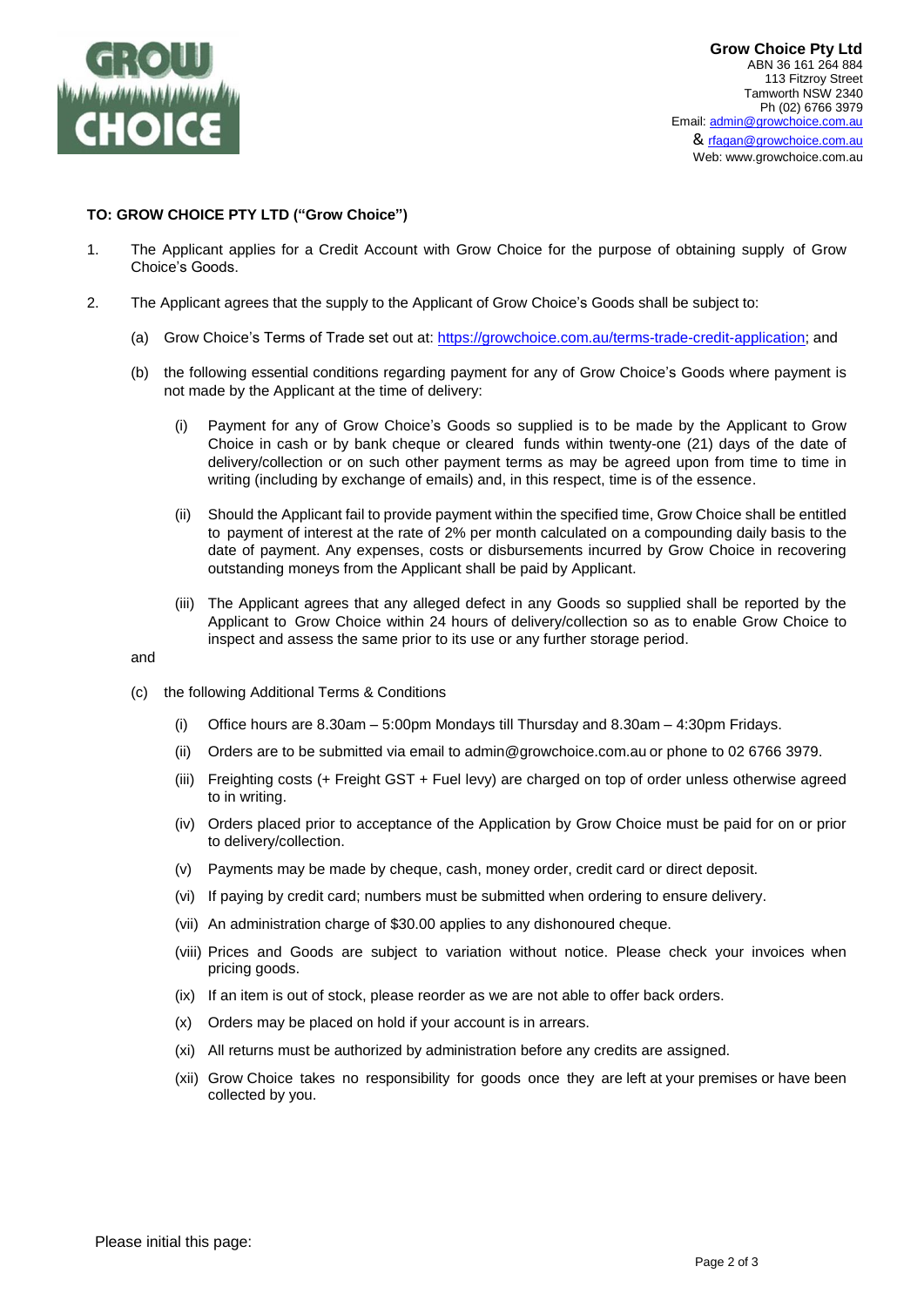**Grow Choice Pty Ltd**
ABN 36 161 264 884
113 Fitzroy Street
Tamworth NSW 2340
Ph (02) 6766 3979
Email: admin@growchoice.com.au
& rfagan@growchoice.com.au
Web: www.growchoice.com.au

**TO: GROW CHOICE PTY LTD ("Grow Choice")**

1. The Applicant applies for a Credit Account with Grow Choice for the purpose of obtaining supply of Grow Choice's Goods.

2. The Applicant agrees that the supply to the Applicant of Grow Choice's Goods shall be subject to:

   (a) Grow Choice's Terms of Trade set out at: https://growchoice.com.au/terms-trade-credit-application; and

   (b) the following essential conditions regarding payment for any of Grow Choice's Goods where payment is not made by the Applicant at the time of delivery:

      (i) Payment for any of Grow Choice's Goods so supplied is to be made by the Applicant to Grow Choice in cash or by bank cheque or cleared funds within twenty-one (21) days of the date of delivery/collection or on such other payment terms as may be agreed upon from time to time in writing (including by exchange of emails) and, in this respect, time is of the essence.

      (ii) Should the Applicant fail to provide payment within the specified time, Grow Choice shall be entitled to payment of interest at the rate of 2% per month calculated on a compounding daily basis to the date of payment. Any expenses, costs or disbursements incurred by Grow Choice in recovering outstanding moneys from the Applicant shall be paid by Applicant.

      (iii) The Applicant agrees that any alleged defect in any Goods so supplied shall be reported by the Applicant to Grow Choice within 24 hours of delivery/collection so as to enable Grow Choice to inspect and assess the same prior to its use or any further storage period.

   and

   (c) the following Additional Terms & Conditions

      (i) Office hours are 8.30am – 5:00pm Mondays till Thursday and 8.30am – 4:30pm Fridays.

      (ii) Orders are to be submitted via email to admin@growchoice.com.au or phone to 02 6766 3979.

      (iii) Freighting costs (+ Freight GST + Fuel levy) are charged on top of order unless otherwise agreed to in writing.

      (iv) Orders placed prior to acceptance of the Application by Grow Choice must be paid for on or prior to delivery/collection.

      (v) Payments may be made by cheque, cash, money order, credit card or direct deposit.

      (vi) If paying by credit card; numbers must be submitted when ordering to ensure delivery.

      (vii) An administration charge of $30.00 applies to any dishonoured cheque.

      (viii) Prices and Goods are subject to variation without notice. Please check your invoices when pricing goods.

      (ix) If an item is out of stock, please reorder as we are not able to offer back orders.

      (x) Orders may be placed on hold if your account is in arrears.

      (xi) All returns must be authorized by administration before any credits are assigned.

      (xii) Grow Choice takes no responsibility for goods once they are left at your premises or have been collected by you.

Please initial this page: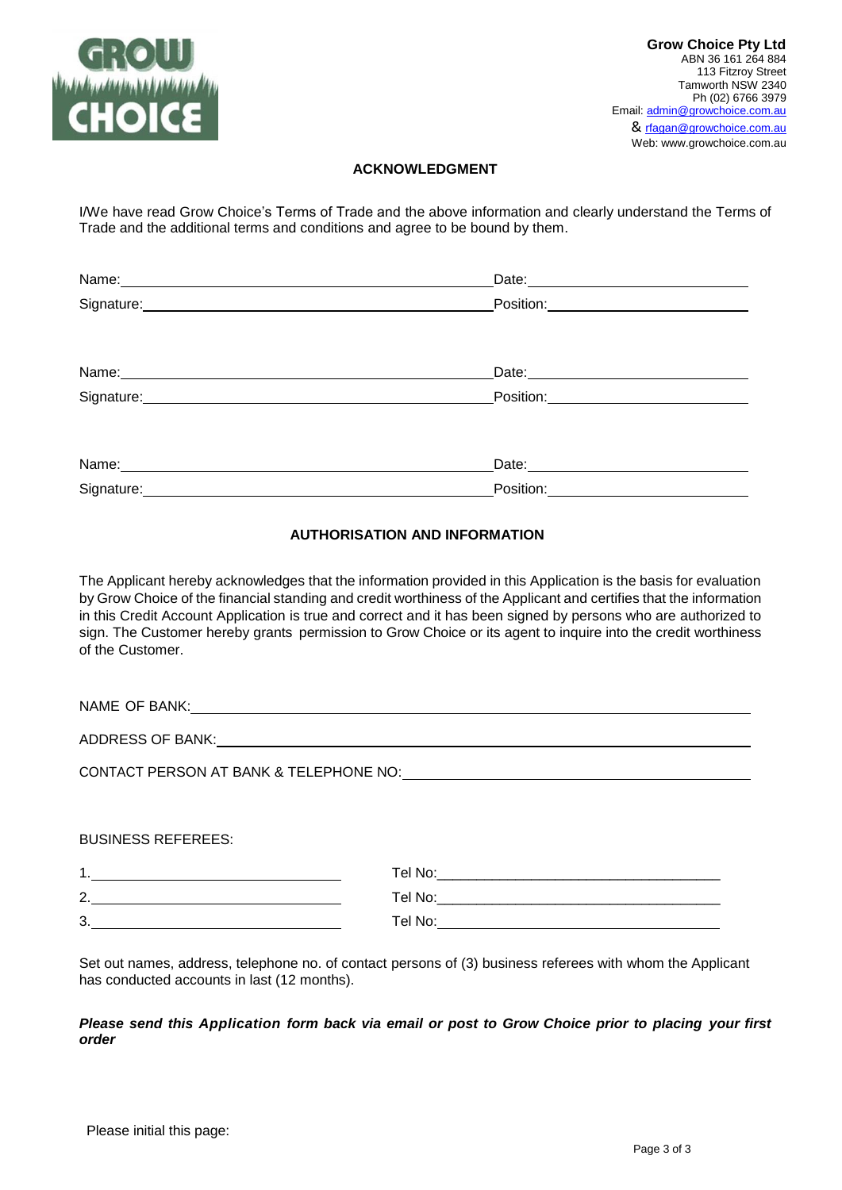**Grow Choice Pty Ltd**
ABN 36 161 264 884
113 Fitzroy Street
Tamworth NSW 2340
Ph (02) 6766 3979
Email: admin@growchoice.com.au
& rfagan@growchoice.com.au
Web: www.growchoice.com.au

## ACKNOWLEDGMENT

I/We have read Grow Choice's Terms of Trade and the above information and clearly understand the Terms of Trade and the additional terms and conditions and agree to be bound by them.

Name:______________________________ Date:______________________
Signature:___________________________ Position:___________________

Name:______________________________ Date:______________________
Signature:___________________________ Position:___________________

Name:______________________________ Date:______________________
Signature:___________________________ Position:___________________

## AUTHORISATION AND INFORMATION

The Applicant hereby acknowledges that the information provided in this Application is the basis for evaluation by Grow Choice of the financial standing and credit worthiness of the Applicant and certifies that the information in this Credit Account Application is true and correct and it has been signed by persons who are authorized to sign. The Customer hereby grants permission to Grow Choice or its agent to inquire into the credit worthiness of the Customer.

NAME OF BANK:_______________________________________________

ADDRESS OF BANK:____________________________________________

CONTACT PERSON AT BANK & TELEPHONE NO:___________________________

BUSINESS REFEREES:

1.___________________________ Tel No:___________________________
2.___________________________ Tel No:___________________________
3.___________________________ Tel No:___________________________

Set out names, address, telephone no. of contact persons of (3) business referees with whom the Applicant has conducted accounts in last (12 months).

***Please send this Application form back via email or post to Grow Choice prior to placing your first order***

Please initial this page: